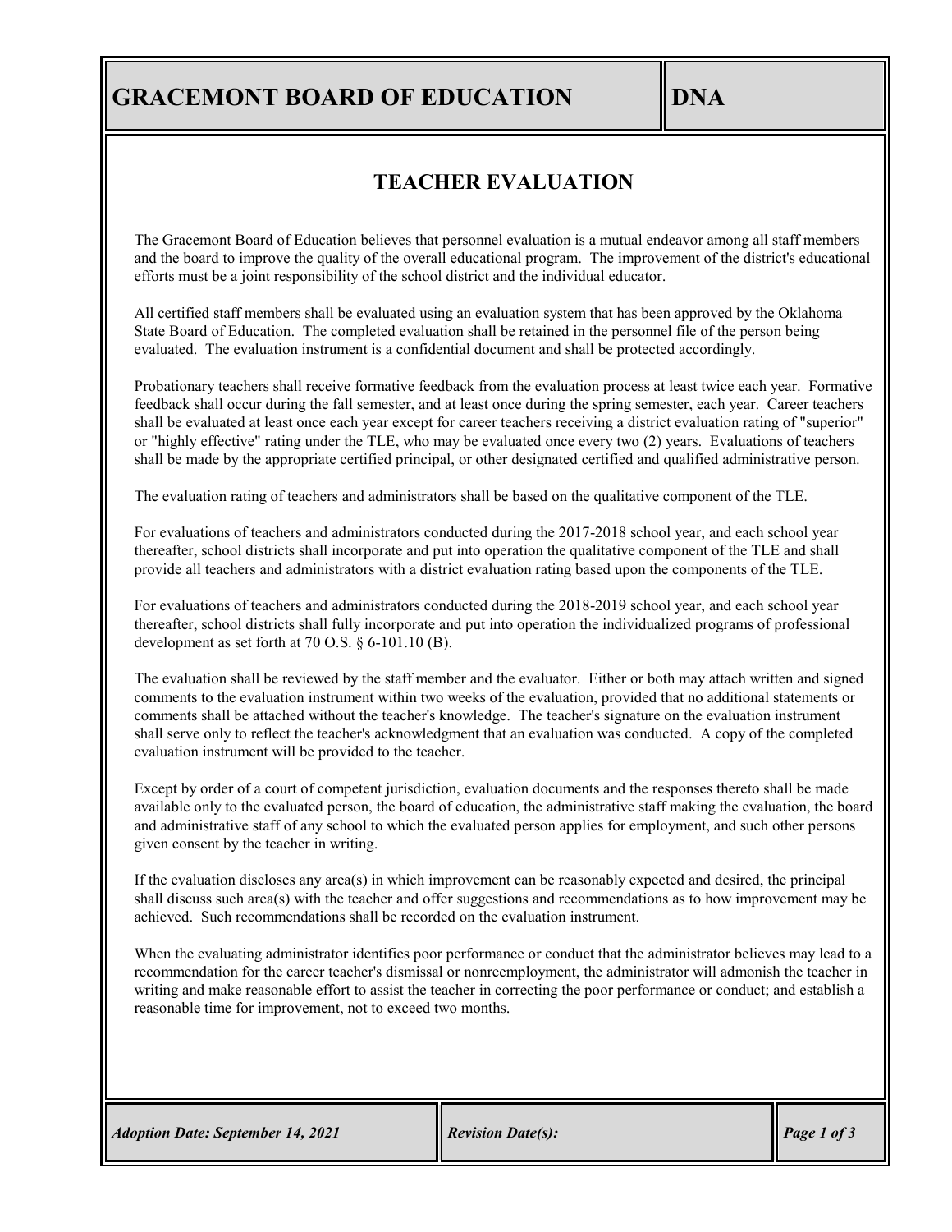# GRACEMONT BOARD OF EDUCATION — DNA

## TEACHER EVALUATION

The Gracemont Board of Education believes that personnel evaluation is a mutual endeavor among all staff members and the board to improve the quality of the overall educational program. The improvement of the district's educational efforts must be a joint responsibility of the school district and the individual educator.

All certified staff members shall be evaluated using an evaluation system that has been approved by the Oklahoma State Board of Education. The completed evaluation shall be retained in the personnel file of the person being evaluated. The evaluation instrument is a confidential document and shall be protected accordingly.

Probationary teachers shall receive formative feedback from the evaluation process at least twice each year. Formative feedback shall occur during the fall semester, and at least once during the spring semester, each year. Career teachers shall be evaluated at least once each year except for career teachers receiving a district evaluation rating of "superior" or "highly effective" rating under the TLE, who may be evaluated once every two (2) years. Evaluations of teachers shall be made by the appropriate certified principal, or other designated certified and qualified administrative person.

The evaluation rating of teachers and administrators shall be based on the qualitative component of the TLE.

For evaluations of teachers and administrators conducted during the 2017-2018 school year, and each school year thereafter, school districts shall incorporate and put into operation the qualitative component of the TLE and shall provide all teachers and administrators with a district evaluation rating based upon the components of the TLE.

For evaluations of teachers and administrators conducted during the 2018-2019 school year, and each school year thereafter, school districts shall fully incorporate and put into operation the individualized programs of professional development as set forth at 70 O.S. § 6-101.10 (B).

The evaluation shall be reviewed by the staff member and the evaluator. Either or both may attach written and signed comments to the evaluation instrument within two weeks of the evaluation, provided that no additional statements or comments shall be attached without the teacher's knowledge. The teacher's signature on the evaluation instrument shall serve only to reflect the teacher's acknowledgment that an evaluation was conducted. A copy of the completed evaluation instrument will be provided to the teacher.

Except by order of a court of competent jurisdiction, evaluation documents and the responses thereto shall be made available only to the evaluated person, the board of education, the administrative staff making the evaluation, the board and administrative staff of any school to which the evaluated person applies for employment, and such other persons given consent by the teacher in writing.

If the evaluation discloses any area(s) in which improvement can be reasonably expected and desired, the principal shall discuss such area(s) with the teacher and offer suggestions and recommendations as to how improvement may be achieved. Such recommendations shall be recorded on the evaluation instrument.

When the evaluating administrator identifies poor performance or conduct that the administrator believes may lead to a recommendation for the career teacher's dismissal or nonreemployment, the administrator will admonish the teacher in writing and make reasonable effort to assist the teacher in correcting the poor performance or conduct; and establish a reasonable time for improvement, not to exceed two months.

*Adoption Date: September 14, 2021* | *Revision Date(s):*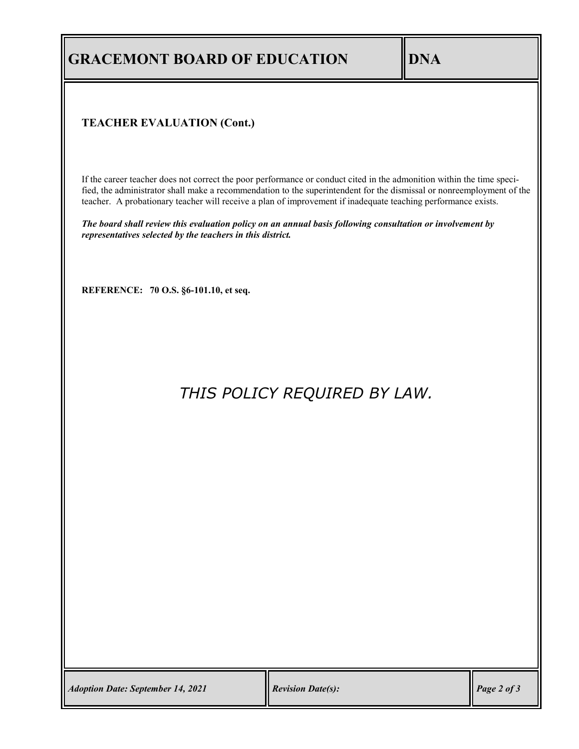**TEACHER EVALUATION (Cont.)**

If the career teacher does not correct the poor performance or conduct cited in the admonition within the time specified, the administrator shall make a recommendation to the superintendent for the dismissal or nonreemployment of the teacher. A probationary teacher will receive a plan of improvement if inadequate teaching performance exists.

***The board shall review this evaluation policy on an annual basis following consultation or involvement by representatives selected by the teachers in this district.***

**REFERENCE: 70 O.S. §6-101.10, et seq.**

*THIS POLICY REQUIRED BY LAW.*

*Adoption Date: September 14, 2021* | *Revision Date(s):*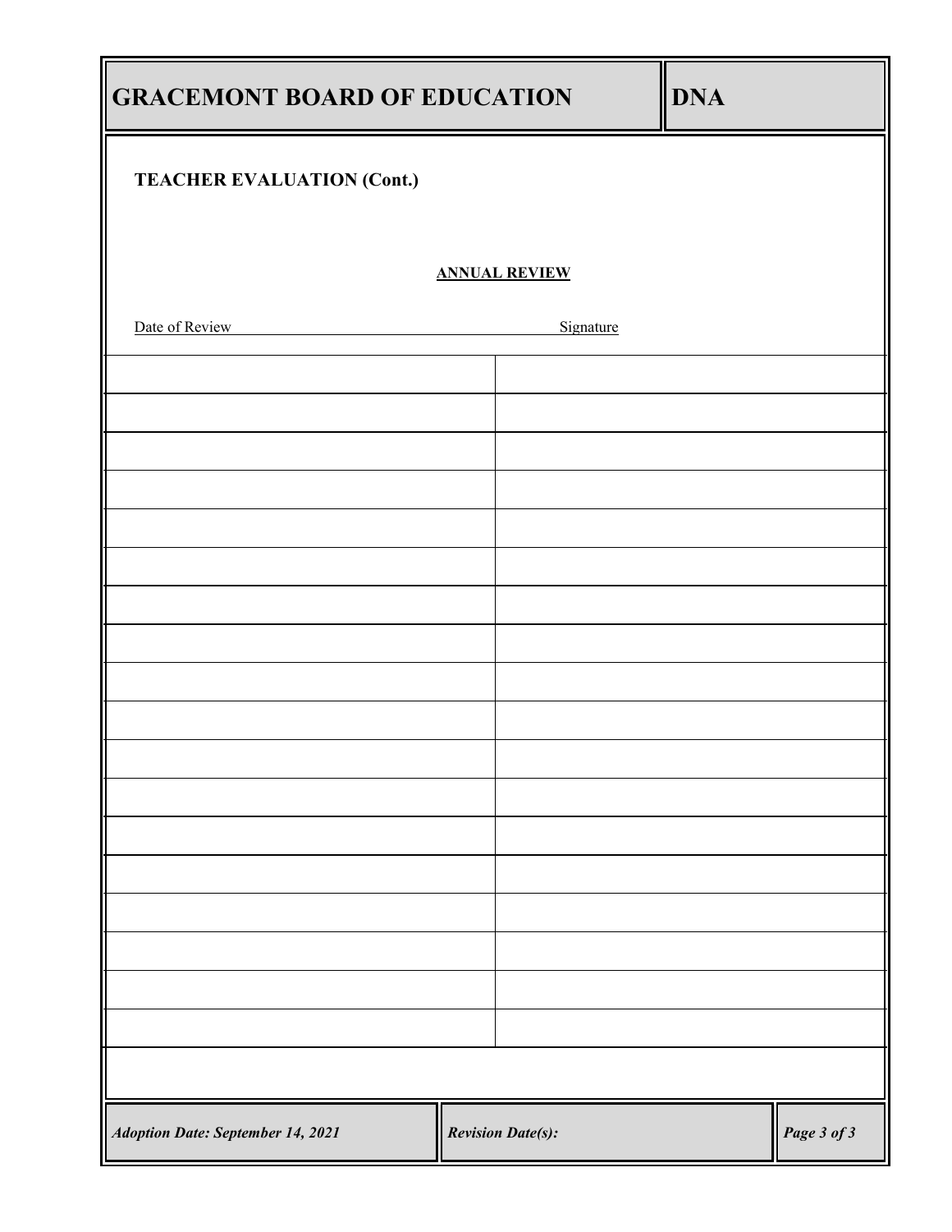# GRACEMONT BOARD OF EDUCATION

**DNA**

**TEACHER EVALUATION (Cont.)**

**ANNUAL REVIEW**

| Date of Review | Signature |
|---|---|
| | |
| | |
| | |
| | |
| | |
| | |
| | |
| | |
| | |
| | |
| | |
| | |
| | |
| | |
| | |
| | |
| | |
| | |

***Adoption Date: September 14, 2021***

***Revision Date(s):***